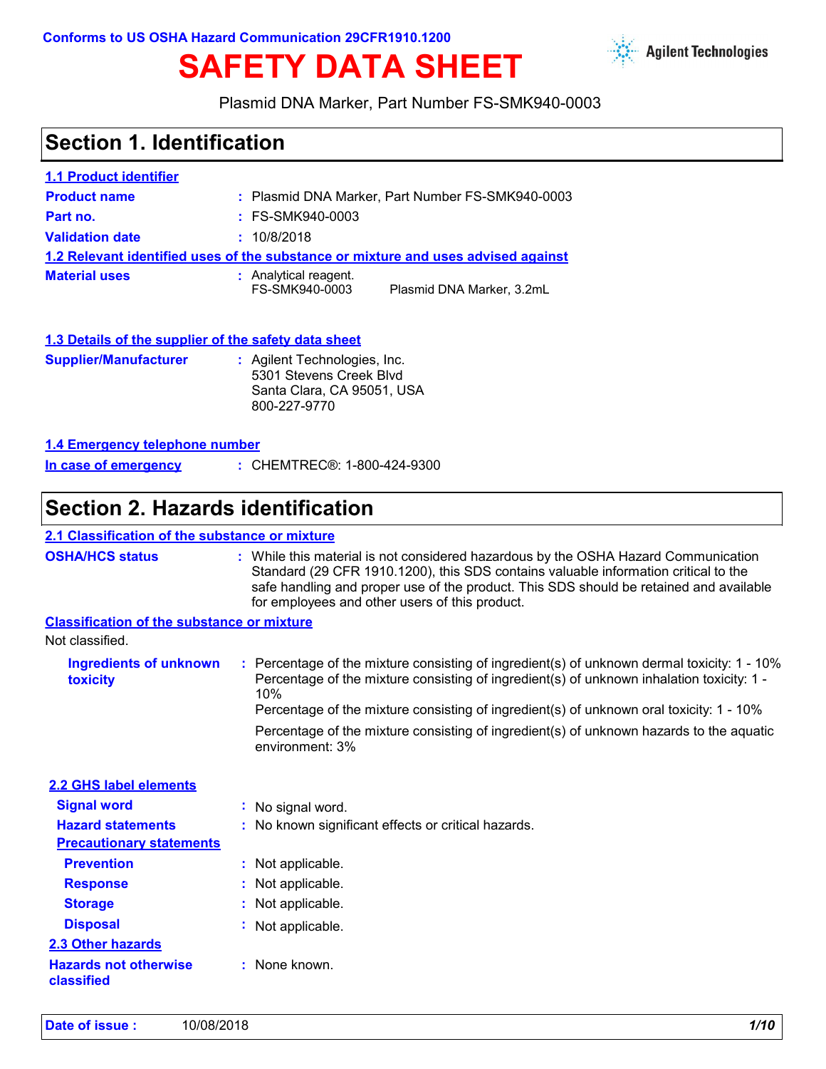Conforms to US OSHA Hazard Communication 29CFR1910.1200

# SAFETY DATA SHEET

Agilent Technologies

Plasmid DNA Marker, Part Number FS-SMK940-0003

## Section 1. Identification

### 1.1 Product identifier

**Product name** : Plasmid DNA Marker, Part Number FS-SMK940-0003

**Part no.** : FS-SMK940-0003

**Validation date** : 10/8/2018

### 1.2 Relevant identified uses of the substance or mixture and uses advised against

**Material uses** : Analytical reagent.

FS-SMK940-0003 Plasmid DNA Marker, 3.2mL

### 1.3 Details of the supplier of the safety data sheet

**Supplier/Manufacturer** : Agilent Technologies, Inc.
5301 Stevens Creek Blvd
Santa Clara, CA 95051, USA
800-227-9770

### 1.4 Emergency telephone number

**In case of emergency** : CHEMTREC®: 1-800-424-9300

## Section 2. Hazards identification

### 2.1 Classification of the substance or mixture

**OSHA/HCS status** : While this material is not considered hazardous by the OSHA Hazard Communication Standard (29 CFR 1910.1200), this SDS contains valuable information critical to the safe handling and proper use of the product. This SDS should be retained and available for employees and other users of this product.

**Classification of the substance or mixture**

Not classified.

**Ingredients of unknown toxicity** : Percentage of the mixture consisting of ingredient(s) of unknown dermal toxicity: 1 - 10%
Percentage of the mixture consisting of ingredient(s) of unknown inhalation toxicity: 1 - 10%
Percentage of the mixture consisting of ingredient(s) of unknown oral toxicity: 1 - 10%

Percentage of the mixture consisting of ingredient(s) of unknown hazards to the aquatic environment: 3%

### 2.2 GHS label elements

**Signal word** : No signal word.

**Hazard statements** : No known significant effects or critical hazards.

**Precautionary statements**

**Prevention** : Not applicable.

**Response** : Not applicable.

**Storage** : Not applicable.

**Disposal** : Not applicable.

### 2.3 Other hazards

**Hazards not otherwise classified** : None known.

**Date of issue :** 10/08/2018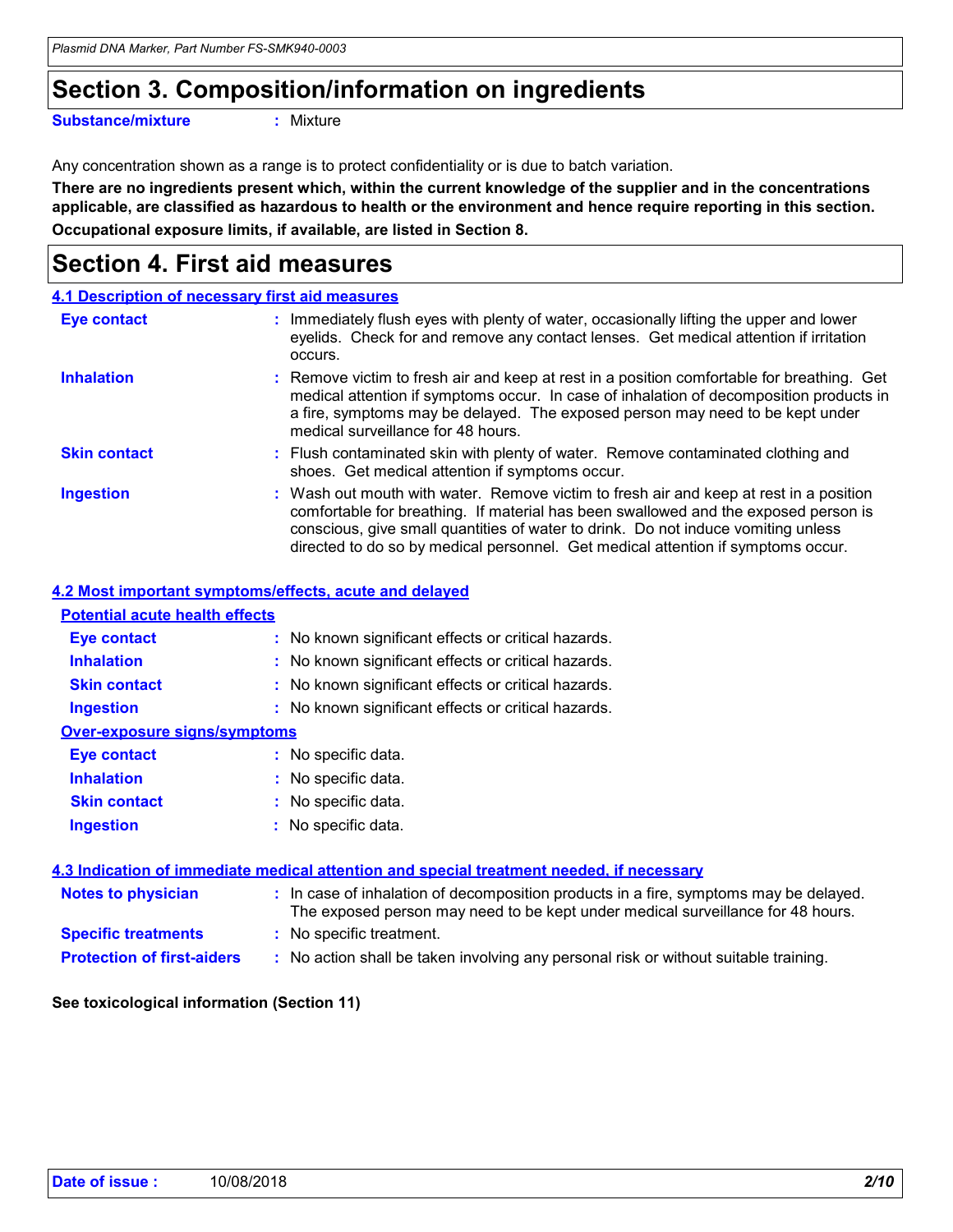# Section 3. Composition/information on ingredients

**Substance/mixture** : Mixture

Any concentration shown as a range is to protect confidentiality or is due to batch variation.

**There are no ingredients present which, within the current knowledge of the supplier and in the concentrations applicable, are classified as hazardous to health or the environment and hence require reporting in this section.**

**Occupational exposure limits, if available, are listed in Section 8.**

# Section 4. First aid measures

## 4.1 Description of necessary first aid measures

**Eye contact** : Immediately flush eyes with plenty of water, occasionally lifting the upper and lower eyelids. Check for and remove any contact lenses. Get medical attention if irritation occurs.

**Inhalation** : Remove victim to fresh air and keep at rest in a position comfortable for breathing. Get medical attention if symptoms occur. In case of inhalation of decomposition products in a fire, symptoms may be delayed. The exposed person may need to be kept under medical surveillance for 48 hours.

**Skin contact** : Flush contaminated skin with plenty of water. Remove contaminated clothing and shoes. Get medical attention if symptoms occur.

**Ingestion** : Wash out mouth with water. Remove victim to fresh air and keep at rest in a position comfortable for breathing. If material has been swallowed and the exposed person is conscious, give small quantities of water to drink. Do not induce vomiting unless directed to do so by medical personnel. Get medical attention if symptoms occur.

## 4.2 Most important symptoms/effects, acute and delayed

### Potential acute health effects

**Eye contact** : No known significant effects or critical hazards.

**Inhalation** : No known significant effects or critical hazards.

**Skin contact** : No known significant effects or critical hazards.

**Ingestion** : No known significant effects or critical hazards.

### Over-exposure signs/symptoms

**Eye contact** : No specific data.

**Inhalation** : No specific data.

**Skin contact** : No specific data.

**Ingestion** : No specific data.

## 4.3 Indication of immediate medical attention and special treatment needed, if necessary

**Notes to physician** : In case of inhalation of decomposition products in a fire, symptoms may be delayed. The exposed person may need to be kept under medical surveillance for 48 hours.

**Specific treatments** : No specific treatment.

**Protection of first-aiders** : No action shall be taken involving any personal risk or without suitable training.

**See toxicological information (Section 11)**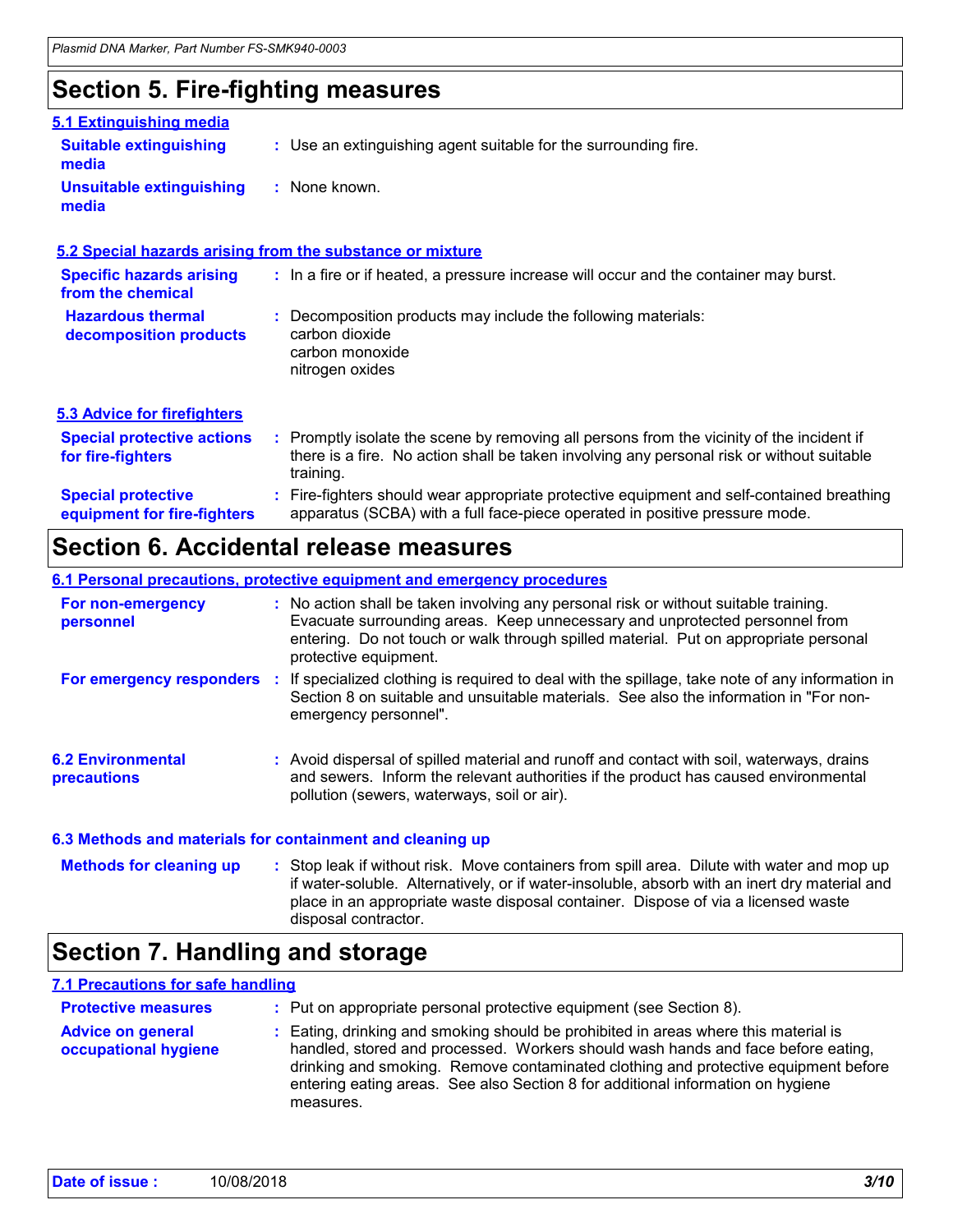## Section 5. Fire-fighting measures

### 5.1 Extinguishing media

**Suitable extinguishing media** : Use an extinguishing agent suitable for the surrounding fire.

**Unsuitable extinguishing media** : None known.

### 5.2 Special hazards arising from the substance or mixture

**Specific hazards arising from the chemical** : In a fire or if heated, a pressure increase will occur and the container may burst.

**Hazardous thermal decomposition products** : Decomposition products may include the following materials:
carbon dioxide
carbon monoxide
nitrogen oxides

### 5.3 Advice for firefighters

**Special protective actions for fire-fighters** : Promptly isolate the scene by removing all persons from the vicinity of the incident if there is a fire. No action shall be taken involving any personal risk or without suitable training.

**Special protective equipment for fire-fighters** : Fire-fighters should wear appropriate protective equipment and self-contained breathing apparatus (SCBA) with a full face-piece operated in positive pressure mode.

## Section 6. Accidental release measures

### 6.1 Personal precautions, protective equipment and emergency procedures

**For non-emergency personnel** : No action shall be taken involving any personal risk or without suitable training. Evacuate surrounding areas. Keep unnecessary and unprotected personnel from entering. Do not touch or walk through spilled material. Put on appropriate personal protective equipment.

**For emergency responders** : If specialized clothing is required to deal with the spillage, take note of any information in Section 8 on suitable and unsuitable materials. See also the information in "For non-emergency personnel".

**6.2 Environmental precautions** : Avoid dispersal of spilled material and runoff and contact with soil, waterways, drains and sewers. Inform the relevant authorities if the product has caused environmental pollution (sewers, waterways, soil or air).

### 6.3 Methods and materials for containment and cleaning up

**Methods for cleaning up** : Stop leak if without risk. Move containers from spill area. Dilute with water and mop up if water-soluble. Alternatively, or if water-insoluble, absorb with an inert dry material and place in an appropriate waste disposal container. Dispose of via a licensed waste disposal contractor.

## Section 7. Handling and storage

### 7.1 Precautions for safe handling

**Protective measures** : Put on appropriate personal protective equipment (see Section 8).

**Advice on general occupational hygiene** : Eating, drinking and smoking should be prohibited in areas where this material is handled, stored and processed. Workers should wash hands and face before eating, drinking and smoking. Remove contaminated clothing and protective equipment before entering eating areas. See also Section 8 for additional information on hygiene measures.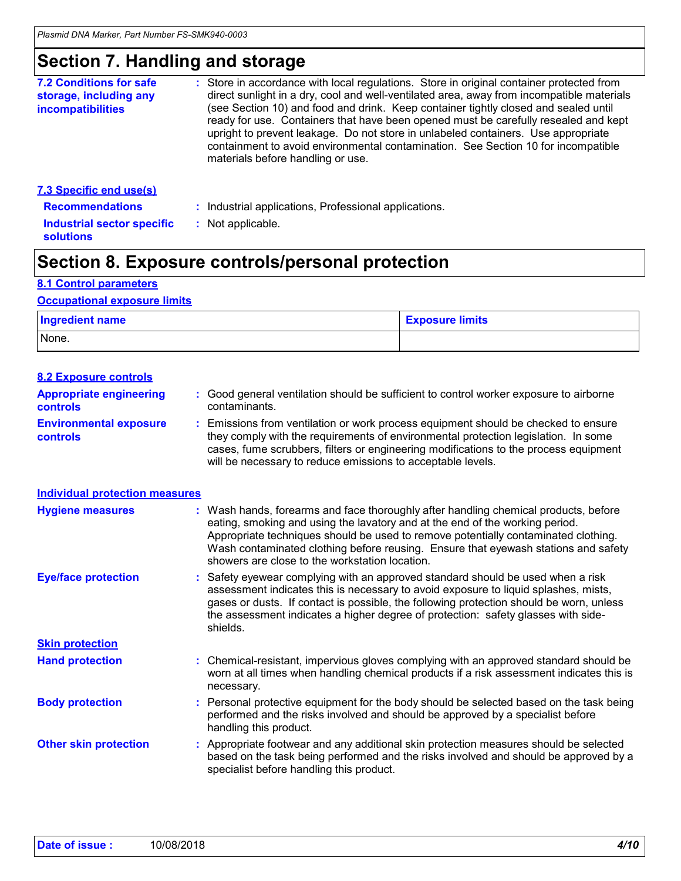## Section 7. Handling and storage

**7.2 Conditions for safe storage, including any incompatibilities** : Store in accordance with local regulations. Store in original container protected from direct sunlight in a dry, cool and well-ventilated area, away from incompatible materials (see Section 10) and food and drink. Keep container tightly closed and sealed until ready for use. Containers that have been opened must be carefully resealed and kept upright to prevent leakage. Do not store in unlabeled containers. Use appropriate containment to avoid environmental contamination. See Section 10 for incompatible materials before handling or use.

**7.3 Specific end use(s)**

**Recommendations** : Industrial applications, Professional applications.

**Industrial sector specific solutions** : Not applicable.

## Section 8. Exposure controls/personal protection

**8.1 Control parameters**

**Occupational exposure limits**

| Ingredient name | Exposure limits |
| --- | --- |
| None. | |

**8.2 Exposure controls**

**Appropriate engineering controls** : Good general ventilation should be sufficient to control worker exposure to airborne contaminants.

**Environmental exposure controls** : Emissions from ventilation or work process equipment should be checked to ensure they comply with the requirements of environmental protection legislation. In some cases, fume scrubbers, filters or engineering modifications to the process equipment will be necessary to reduce emissions to acceptable levels.

**Individual protection measures**

**Hygiene measures** : Wash hands, forearms and face thoroughly after handling chemical products, before eating, smoking and using the lavatory and at the end of the working period. Appropriate techniques should be used to remove potentially contaminated clothing. Wash contaminated clothing before reusing. Ensure that eyewash stations and safety showers are close to the workstation location.

**Eye/face protection** : Safety eyewear complying with an approved standard should be used when a risk assessment indicates this is necessary to avoid exposure to liquid splashes, mists, gases or dusts. If contact is possible, the following protection should be worn, unless the assessment indicates a higher degree of protection: safety glasses with side-shields.

**Skin protection**

**Hand protection** : Chemical-resistant, impervious gloves complying with an approved standard should be worn at all times when handling chemical products if a risk assessment indicates this is necessary.

**Body protection** : Personal protective equipment for the body should be selected based on the task being performed and the risks involved and should be approved by a specialist before handling this product.

**Other skin protection** : Appropriate footwear and any additional skin protection measures should be selected based on the task being performed and the risks involved and should be approved by a specialist before handling this product.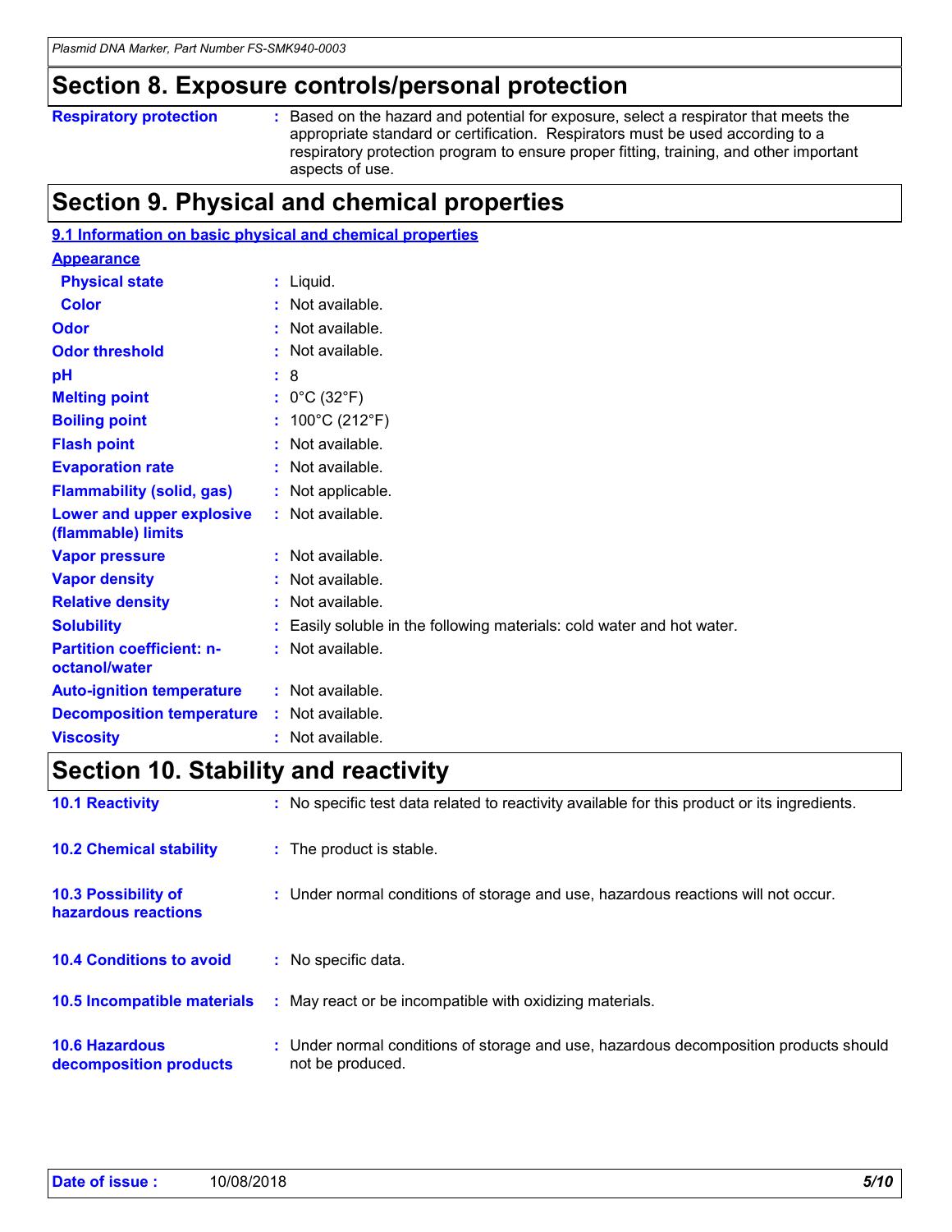## Section 8. Exposure controls/personal protection

| | |
|---|---|
| **Respiratory protection** | : Based on the hazard and potential for exposure, select a respirator that meets the appropriate standard or certification. Respirators must be used according to a respiratory protection program to ensure proper fitting, training, and other important aspects of use. |

## Section 9. Physical and chemical properties

### 9.1 Information on basic physical and chemical properties

**Appearance**

| | |
|---|---|
| **Physical state** | : Liquid. |
| **Color** | : Not available. |
| **Odor** | : Not available. |
| **Odor threshold** | : Not available. |
| **pH** | : 8 |
| **Melting point** | : 0°C (32°F) |
| **Boiling point** | : 100°C (212°F) |
| **Flash point** | : Not available. |
| **Evaporation rate** | : Not available. |
| **Flammability (solid, gas)** | : Not applicable. |
| **Lower and upper explosive (flammable) limits** | : Not available. |
| **Vapor pressure** | : Not available. |
| **Vapor density** | : Not available. |
| **Relative density** | : Not available. |
| **Solubility** | : Easily soluble in the following materials: cold water and hot water. |
| **Partition coefficient: n-octanol/water** | : Not available. |
| **Auto-ignition temperature** | : Not available. |
| **Decomposition temperature** | : Not available. |
| **Viscosity** | : Not available. |

## Section 10. Stability and reactivity

| | |
|---|---|
| **10.1 Reactivity** | : No specific test data related to reactivity available for this product or its ingredients. |
| **10.2 Chemical stability** | : The product is stable. |
| **10.3 Possibility of hazardous reactions** | : Under normal conditions of storage and use, hazardous reactions will not occur. |
| **10.4 Conditions to avoid** | : No specific data. |
| **10.5 Incompatible materials** | : May react or be incompatible with oxidizing materials. |
| **10.6 Hazardous decomposition products** | : Under normal conditions of storage and use, hazardous decomposition products should not be produced. |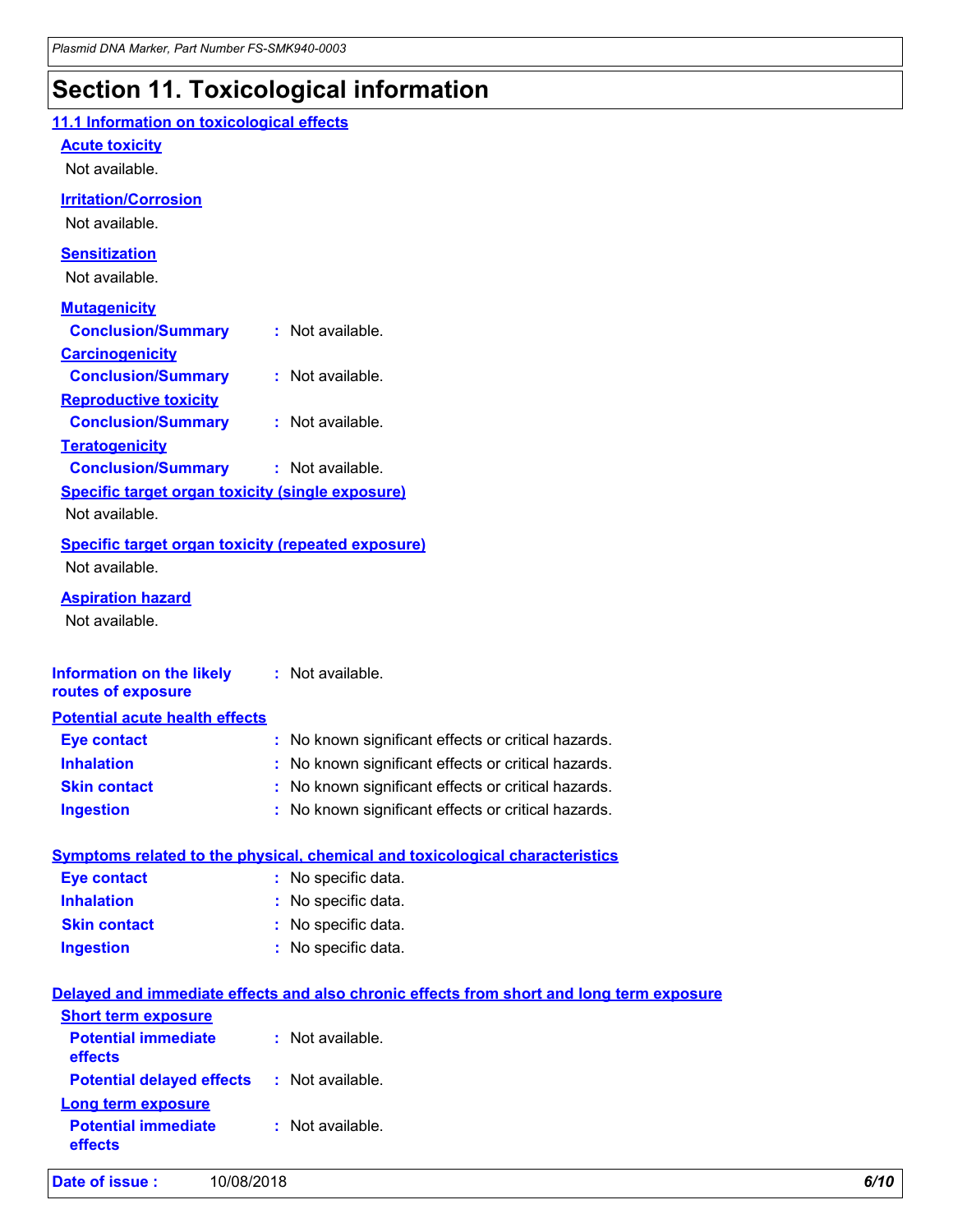# Section 11. Toxicological information

## 11.1 Information on toxicological effects

### Acute toxicity

Not available.

### Irritation/Corrosion

Not available.

### Sensitization

Not available.

### Mutagenicity

**Conclusion/Summary** : Not available.

### Carcinogenicity

**Conclusion/Summary** : Not available.

### Reproductive toxicity

**Conclusion/Summary** : Not available.

### Teratogenicity

**Conclusion/Summary** : Not available.

### Specific target organ toxicity (single exposure)

Not available.

### Specific target organ toxicity (repeated exposure)

Not available.

### Aspiration hazard

Not available.

**Information on the likely routes of exposure** : Not available.

### Potential acute health effects

**Eye contact** : No known significant effects or critical hazards.
**Inhalation** : No known significant effects or critical hazards.
**Skin contact** : No known significant effects or critical hazards.
**Ingestion** : No known significant effects or critical hazards.

### Symptoms related to the physical, chemical and toxicological characteristics

**Eye contact** : No specific data.
**Inhalation** : No specific data.
**Skin contact** : No specific data.
**Ingestion** : No specific data.

### Delayed and immediate effects and also chronic effects from short and long term exposure

#### Short term exposure

**Potential immediate effects** : Not available.
**Potential delayed effects** : Not available.

#### Long term exposure

**Potential immediate effects** : Not available.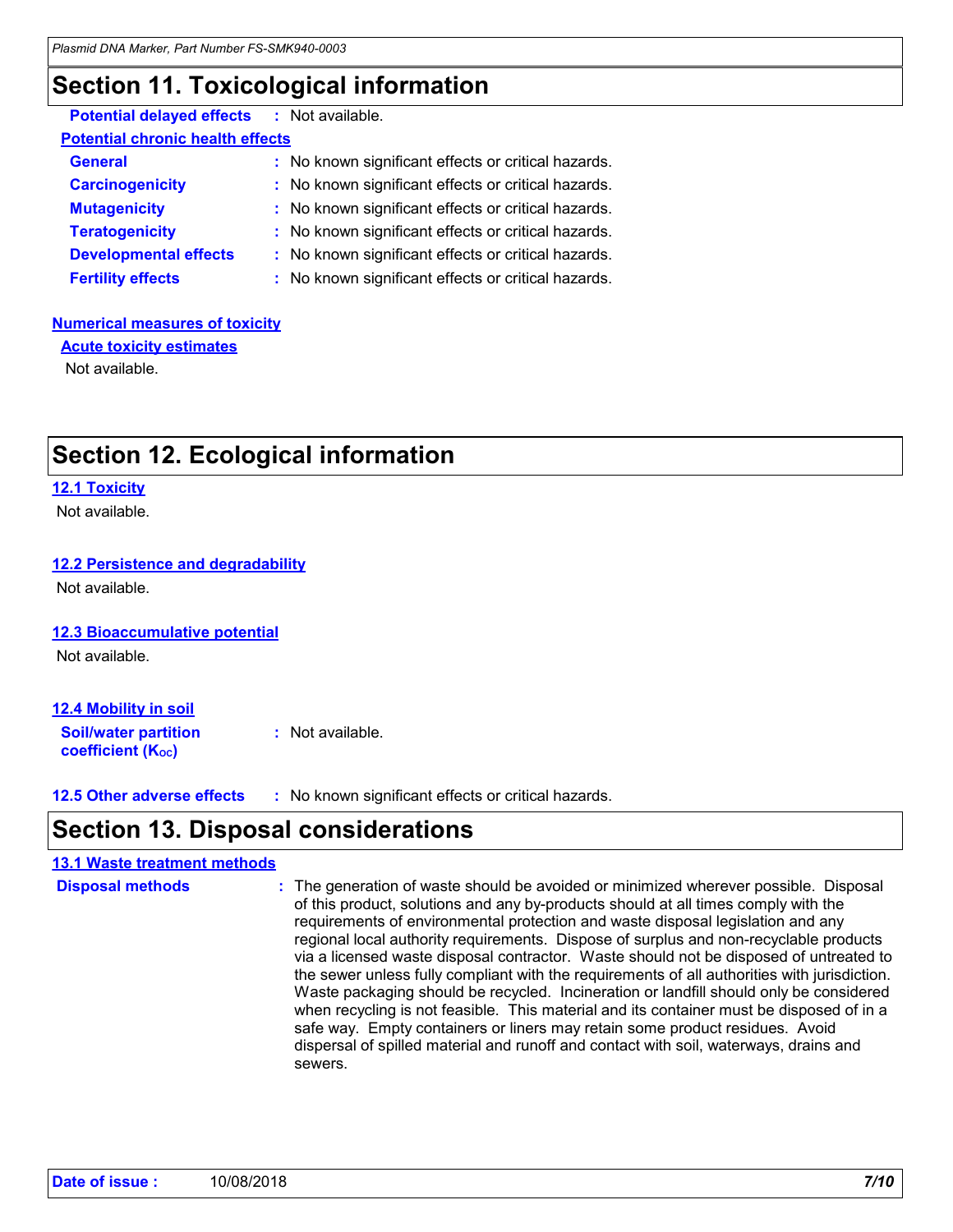## Section 11. Toxicological information

**Potential delayed effects** : Not available.

**Potential chronic health effects**

| | |
|---|---|
| **General** | : No known significant effects or critical hazards. |
| **Carcinogenicity** | : No known significant effects or critical hazards. |
| **Mutagenicity** | : No known significant effects or critical hazards. |
| **Teratogenicity** | : No known significant effects or critical hazards. |
| **Developmental effects** | : No known significant effects or critical hazards. |
| **Fertility effects** | : No known significant effects or critical hazards. |

**Numerical measures of toxicity**

**Acute toxicity estimates**

Not available.

## Section 12. Ecological information

**12.1 Toxicity**

Not available.

**12.2 Persistence and degradability**

Not available.

**12.3 Bioaccumulative potential**

Not available.

**12.4 Mobility in soil**

**Soil/water partition coefficient ($K_{OC}$)** : Not available.

**12.5 Other adverse effects** : No known significant effects or critical hazards.

## Section 13. Disposal considerations

**13.1 Waste treatment methods**

**Disposal methods** : The generation of waste should be avoided or minimized wherever possible. Disposal of this product, solutions and any by-products should at all times comply with the requirements of environmental protection and waste disposal legislation and any regional local authority requirements. Dispose of surplus and non-recyclable products via a licensed waste disposal contractor. Waste should not be disposed of untreated to the sewer unless fully compliant with the requirements of all authorities with jurisdiction. Waste packaging should be recycled. Incineration or landfill should only be considered when recycling is not feasible. This material and its container must be disposed of in a safe way. Empty containers or liners may retain some product residues. Avoid dispersal of spilled material and runoff and contact with soil, waterways, drains and sewers.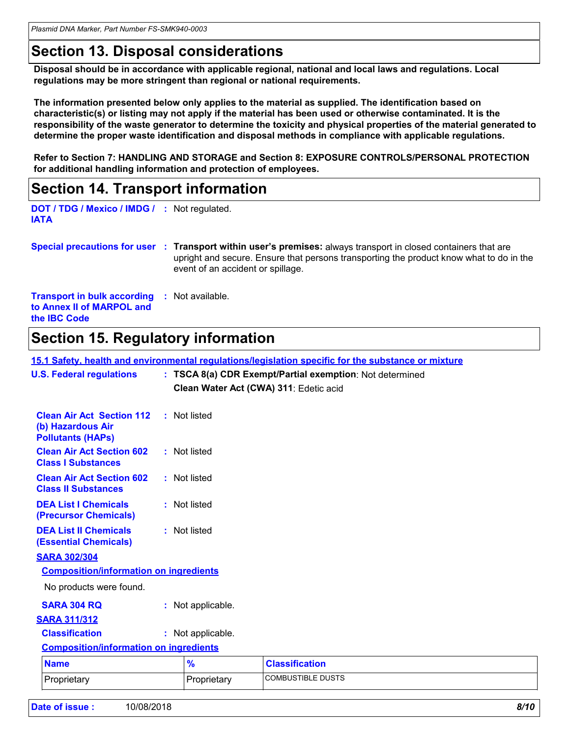## Section 13. Disposal considerations

**Disposal should be in accordance with applicable regional, national and local laws and regulations. Local regulations may be more stringent than regional or national requirements.**

**The information presented below only applies to the material as supplied. The identification based on characteristic(s) or listing may not apply if the material has been used or otherwise contaminated. It is the responsibility of the waste generator to determine the toxicity and physical properties of the material generated to determine the proper waste identification and disposal methods in compliance with applicable regulations.**

**Refer to Section 7: HANDLING AND STORAGE and Section 8: EXPOSURE CONTROLS/PERSONAL PROTECTION for additional handling information and protection of employees.**

## Section 14. Transport information

**DOT / TDG / Mexico / IMDG / IATA** : Not regulated.

**Special precautions for user** : **Transport within user's premises:** always transport in closed containers that are upright and secure. Ensure that persons transporting the product know what to do in the event of an accident or spillage.

**Transport in bulk according to Annex II of MARPOL and the IBC Code** : Not available.

## Section 15. Regulatory information

**15.1 Safety, health and environmental regulations/legislation specific for the substance or mixture**

**U.S. Federal regulations** : **TSCA 8(a) CDR Exempt/Partial exemption**: Not determined
**Clean Water Act (CWA) 311**: Edetic acid

**Clean Air Act Section 112 (b) Hazardous Air Pollutants (HAPs)** : Not listed

**Clean Air Act Section 602 Class I Substances** : Not listed

**Clean Air Act Section 602 Class II Substances** : Not listed

**DEA List I Chemicals (Precursor Chemicals)** : Not listed

**DEA List II Chemicals (Essential Chemicals)** : Not listed

**SARA 302/304**

**Composition/information on ingredients**

No products were found.

**SARA 304 RQ** : Not applicable.

**SARA 311/312**

**Classification** : Not applicable.

**Composition/information on ingredients**

| Name | % | Classification |
|---|---|---|
| Proprietary | Proprietary | COMBUSTIBLE DUSTS |

**Date of issue :** 10/08/2018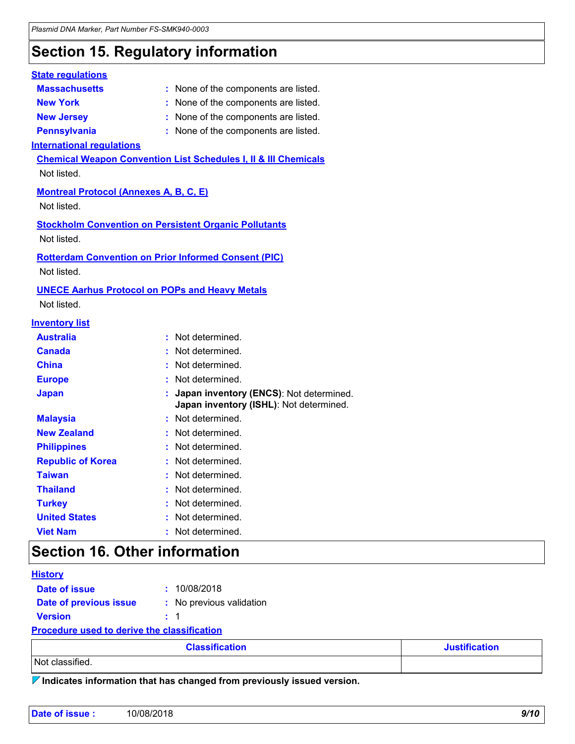## Section 15. Regulatory information

**State regulations**

**Massachusetts** : None of the components are listed.
**New York** : None of the components are listed.
**New Jersey** : None of the components are listed.
**Pennsylvania** : None of the components are listed.

**International regulations**

**Chemical Weapon Convention List Schedules I, II & III Chemicals**

Not listed.

**Montreal Protocol (Annexes A, B, C, E)**

Not listed.

**Stockholm Convention on Persistent Organic Pollutants**

Not listed.

**Rotterdam Convention on Prior Informed Consent (PIC)**

Not listed.

**UNECE Aarhus Protocol on POPs and Heavy Metals**

Not listed.

**Inventory list**

**Australia** : Not determined.
**Canada** : Not determined.
**China** : Not determined.
**Europe** : Not determined.
**Japan** : **Japan inventory (ENCS)**: Not determined.
**Japan inventory (ISHL)**: Not determined.
**Malaysia** : Not determined.
**New Zealand** : Not determined.
**Philippines** : Not determined.
**Republic of Korea** : Not determined.
**Taiwan** : Not determined.
**Thailand** : Not determined.
**Turkey** : Not determined.
**United States** : Not determined.
**Viet Nam** : Not determined.

## Section 16. Other information

**History**

**Date of issue** : 10/08/2018
**Date of previous issue** : No previous validation
**Version** : 1

**Procedure used to derive the classification**

| Classification | Justification |
|---|---|
| Not classified. | |

**Indicates information that has changed from previously issued version.**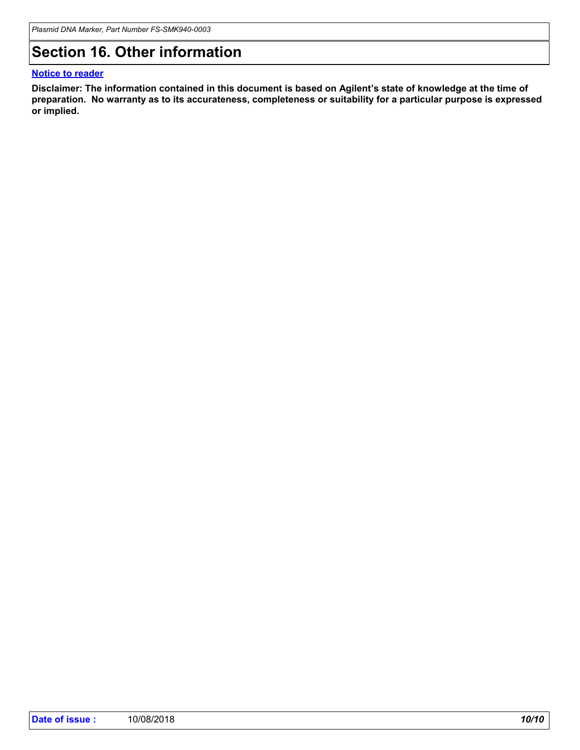# Section 16. Other information

**Notice to reader**

**Disclaimer: The information contained in this document is based on Agilent's state of knowledge at the time of preparation. No warranty as to its accurateness, completeness or suitability for a particular purpose is expressed or implied.**